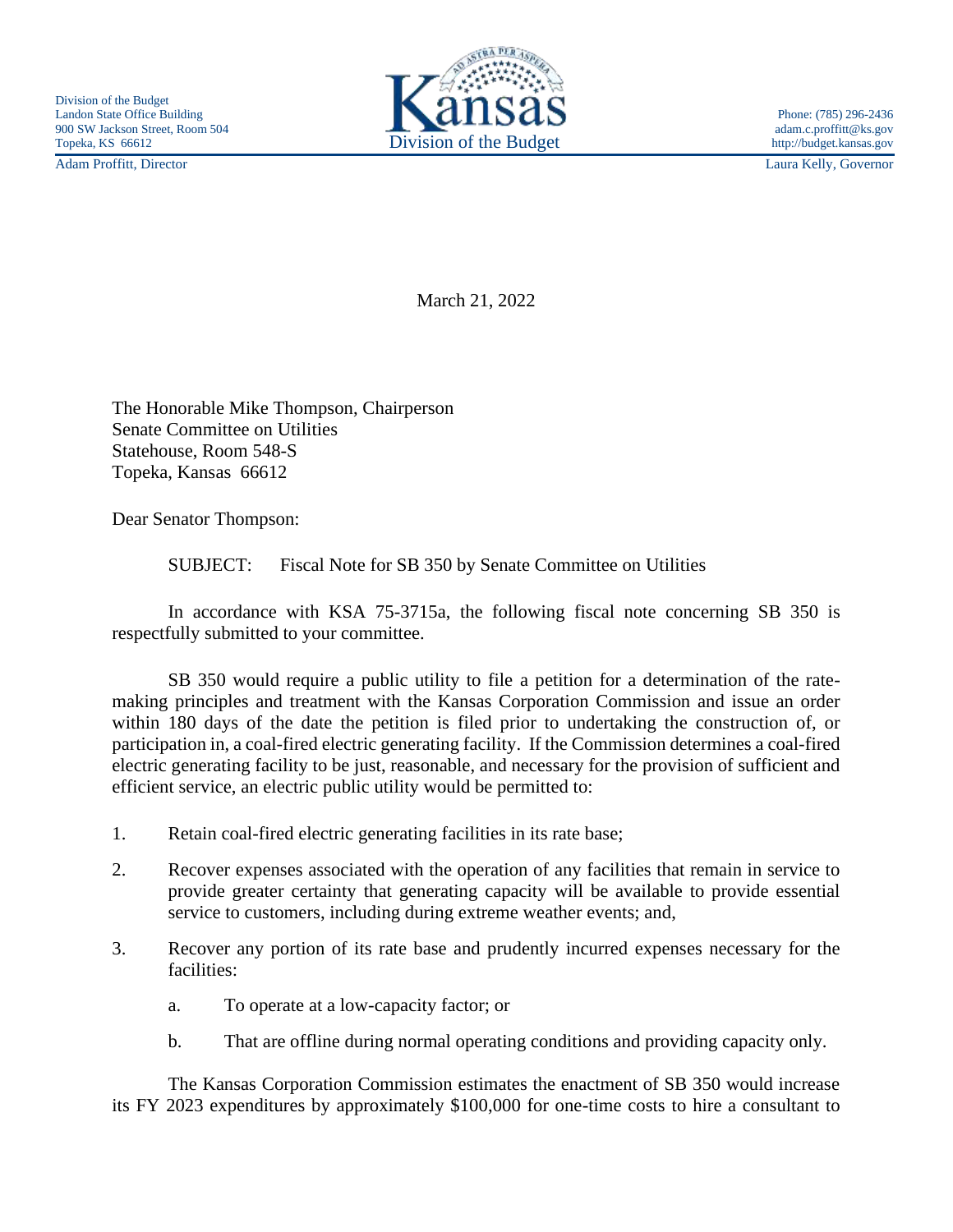Division of the Budget
Landon State Office Building
900 SW Jackson Street, Room 504
Topeka, KS 66612

Kansas Division of the Budget

Phone: (785) 296-2436
adam.c.proffitt@ks.gov
http://budget.kansas.gov

Adam Proffitt, Director

Laura Kelly, Governor

March 21, 2022

The Honorable Mike Thompson, Chairperson
Senate Committee on Utilities
Statehouse, Room 548-S
Topeka, Kansas 66612

Dear Senator Thompson:

SUBJECT: Fiscal Note for SB 350 by Senate Committee on Utilities

In accordance with KSA 75-3715a, the following fiscal note concerning SB 350 is respectfully submitted to your committee.

SB 350 would require a public utility to file a petition for a determination of the rate-making principles and treatment with the Kansas Corporation Commission and issue an order within 180 days of the date the petition is filed prior to undertaking the construction of, or participation in, a coal-fired electric generating facility. If the Commission determines a coal-fired electric generating facility to be just, reasonable, and necessary for the provision of sufficient and efficient service, an electric public utility would be permitted to:

1. Retain coal-fired electric generating facilities in its rate base;
2. Recover expenses associated with the operation of any facilities that remain in service to provide greater certainty that generating capacity will be available to provide essential service to customers, including during extreme weather events; and,
3. Recover any portion of its rate base and prudently incurred expenses necessary for the facilities:
   a. To operate at a low-capacity factor; or
   b. That are offline during normal operating conditions and providing capacity only.

The Kansas Corporation Commission estimates the enactment of SB 350 would increase its FY 2023 expenditures by approximately $100,000 for one-time costs to hire a consultant to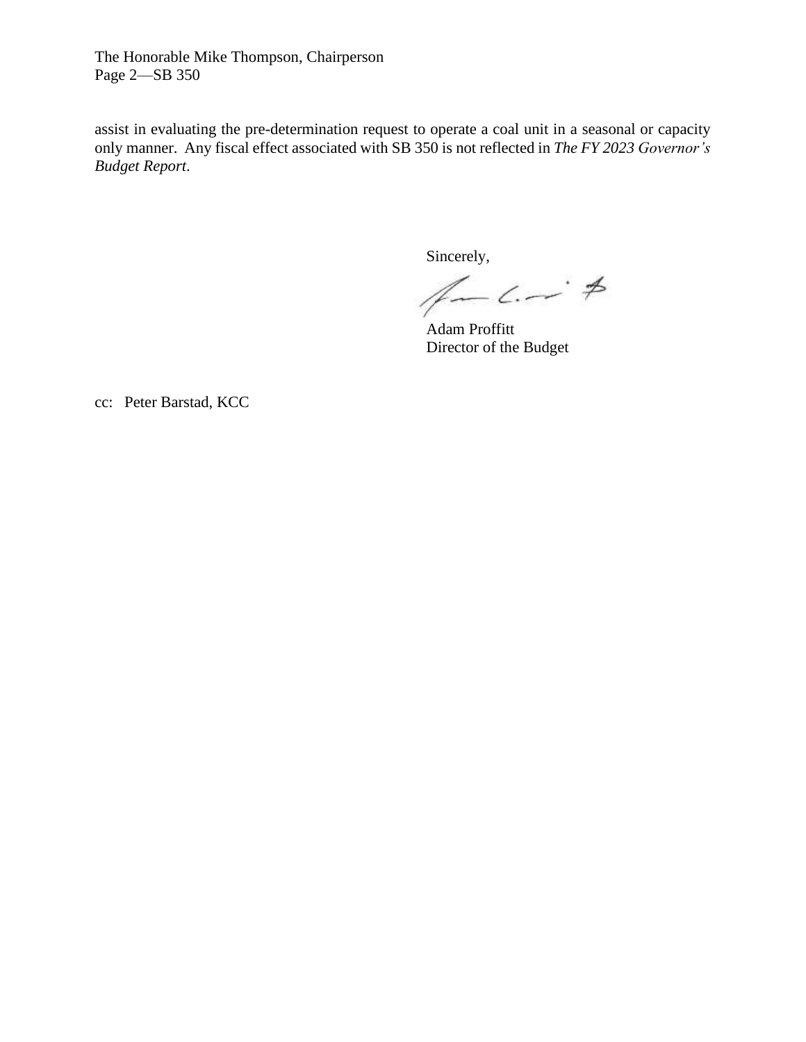assist in evaluating the pre-determination request to operate a coal unit in a seasonal or capacity only manner. Any fiscal effect associated with SB 350 is not reflected in *The FY 2023 Governor's Budget Report*.

Sincerely,

Adam Proffitt
Director of the Budget

cc: Peter Barstad, KCC